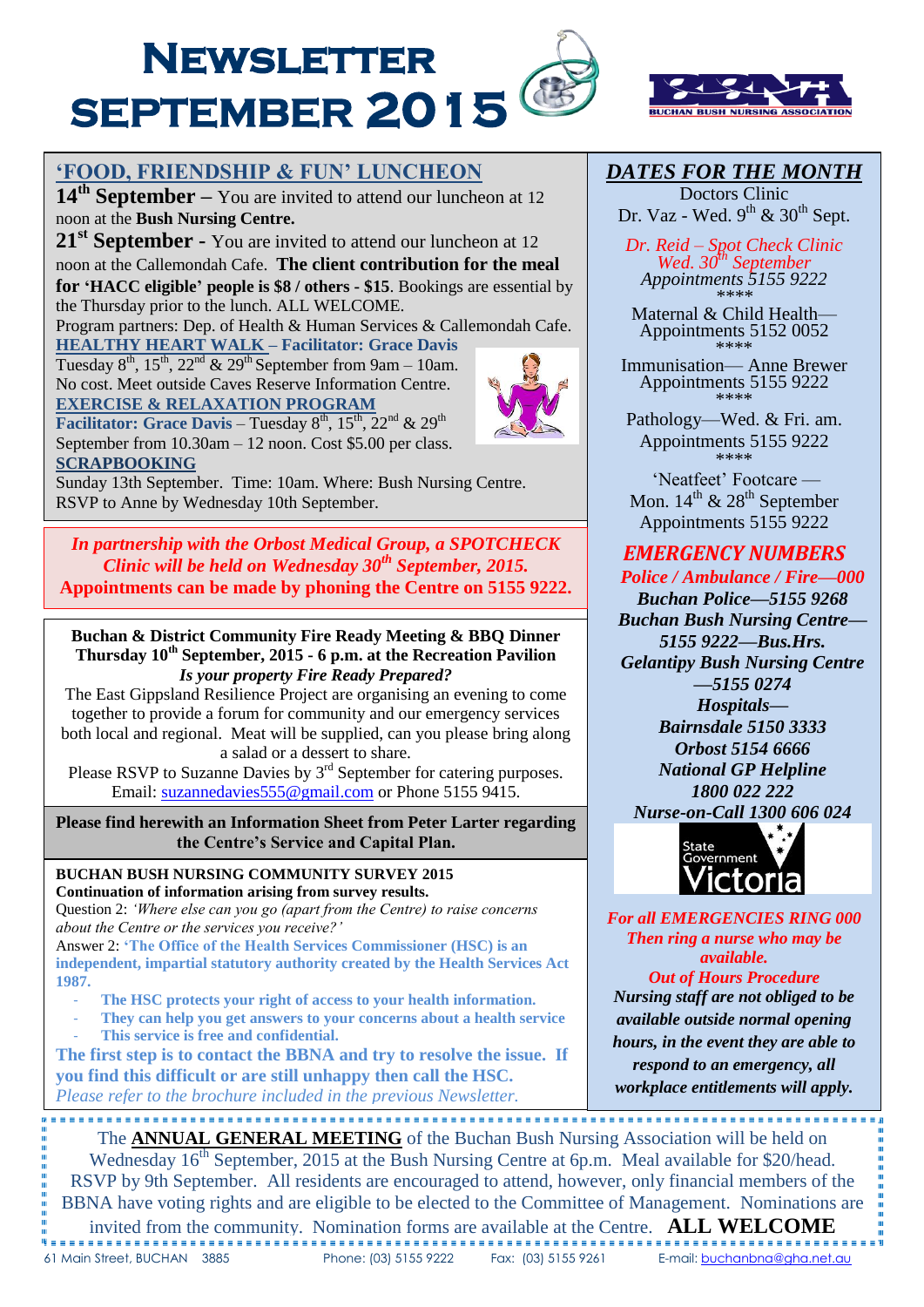# Newsletter September 2015

BUCHAN BUSH NURSING ASSOCIATION

## 'FOOD, FRIENDSHIP & FUN' LUNCHEON

**14th September –** You are invited to attend our luncheon at 12 noon at the **Bush Nursing Centre.**

**21st September -** You are invited to attend our luncheon at 12 noon at the Callemondah Cafe. **The client contribution for the meal for 'HACC eligible' people is $8 / others - $15**. Bookings are essential by the Thursday prior to the lunch. ALL WELCOME.

Program partners: Dep. of Health & Human Services & Callemondah Cafe.

**HEALTHY HEART WALK – Facilitator: Grace Davis**

Tuesday 8th, 15th, 22nd & 29th September from 9am – 10am. No cost. Meet outside Caves Reserve Information Centre.

**EXERCISE & RELAXATION PROGRAM**

**Facilitator: Grace Davis** – Tuesday 8th, 15th, 22nd & 29th September from 10.30am – 12 noon. Cost $5.00 per class.

**SCRAPBOOKING**

Sunday 13th September. Time: 10am. Where: Bush Nursing Centre. RSVP to Anne by Wednesday 10th September.

*In partnership with the Orbost Medical Group, a SPOTCHECK Clinic will be held on Wednesday 30th September, 2015.*
**Appointments can be made by phoning the Centre on 5155 9222.**

**Buchan & District Community Fire Ready Meeting & BBQ Dinner**
**Thursday 10th September, 2015 - 6 p.m. at the Recreation Pavilion**
***Is your property Fire Ready Prepared?***

The East Gippsland Resilience Project are organising an evening to come together to provide a forum for community and our emergency services both local and regional. Meat will be supplied, can you please bring along a salad or a dessert to share.

Please RSVP to Suzanne Davies by 3rd September for catering purposes. Email: suzannedavies555@gmail.com or Phone 5155 9415.

**Please find herewith an Information Sheet from Peter Larter regarding the Centre's Service and Capital Plan.**

**BUCHAN BUSH NURSING COMMUNITY SURVEY 2015**
**Continuation of information arising from survey results.**

Question 2: *'Where else can you go (apart from the Centre) to raise concerns about the Centre or the services you receive?'*

Answer 2: **'The Office of the Health Services Commissioner (HSC) is an independent, impartial statutory authority created by the Health Services Act 1987.**

- **The HSC protects your right of access to your health information.**
- **They can help you get answers to your concerns about a health service**
- **This service is free and confidential.**

**The first step is to contact the BBNA and try to resolve the issue. If you find this difficult or are still unhappy then call the HSC.**

*Please refer to the brochure included in the previous Newsletter.*

## DATES FOR THE MONTH

Doctors Clinic
Dr. Vaz - Wed. 9th & 30th Sept.

*Dr. Reid – Spot Check Clinic*
*Wed. 30th September*
*Appointments 5155 9222*
****

Maternal & Child Health—
Appointments 5152 0052
****

Immunisation— Anne Brewer
Appointments 5155 9222
****

Pathology—Wed. & Fri. am.
Appointments 5155 9222
****

'Neatfeet' Footcare —
Mon. 14th & 28th September
Appointments 5155 9222

## EMERGENCY NUMBERS

***Police / Ambulance / Fire—000***
***Buchan Police—5155 9268***
***Buchan Bush Nursing Centre—5155 9222—Bus.Hrs.***
***Gelantipy Bush Nursing Centre—5155 0274***
***Hospitals—***
***Bairnsdale 5150 3333***
***Orbost 5154 6666***
***National GP Helpline***
***1800 022 222***
***Nurse-on-Call 1300 606 024***

State Government Victoria

***For all EMERGENCIES RING 000***
***Then ring a nurse who may be available.***
***Out of Hours Procedure***
***Nursing staff are not obliged to be available outside normal opening hours, in the event they are able to respond to an emergency, all workplace entitlements will apply.***

The **ANNUAL GENERAL MEETING** of the Buchan Bush Nursing Association will be held on Wednesday 16th September, 2015 at the Bush Nursing Centre at 6p.m. Meal available for $20/head. RSVP by 9th September. All residents are encouraged to attend, however, only financial members of the BBNA have voting rights and are eligible to be elected to the Committee of Management. Nominations are invited from the community. Nomination forms are available at the Centre. **ALL WELCOME**

61 Main Street, BUCHAN 3885 Phone: (03) 5155 9222 Fax: (03) 5155 9261 E-mail: buchanbna@gha.net.au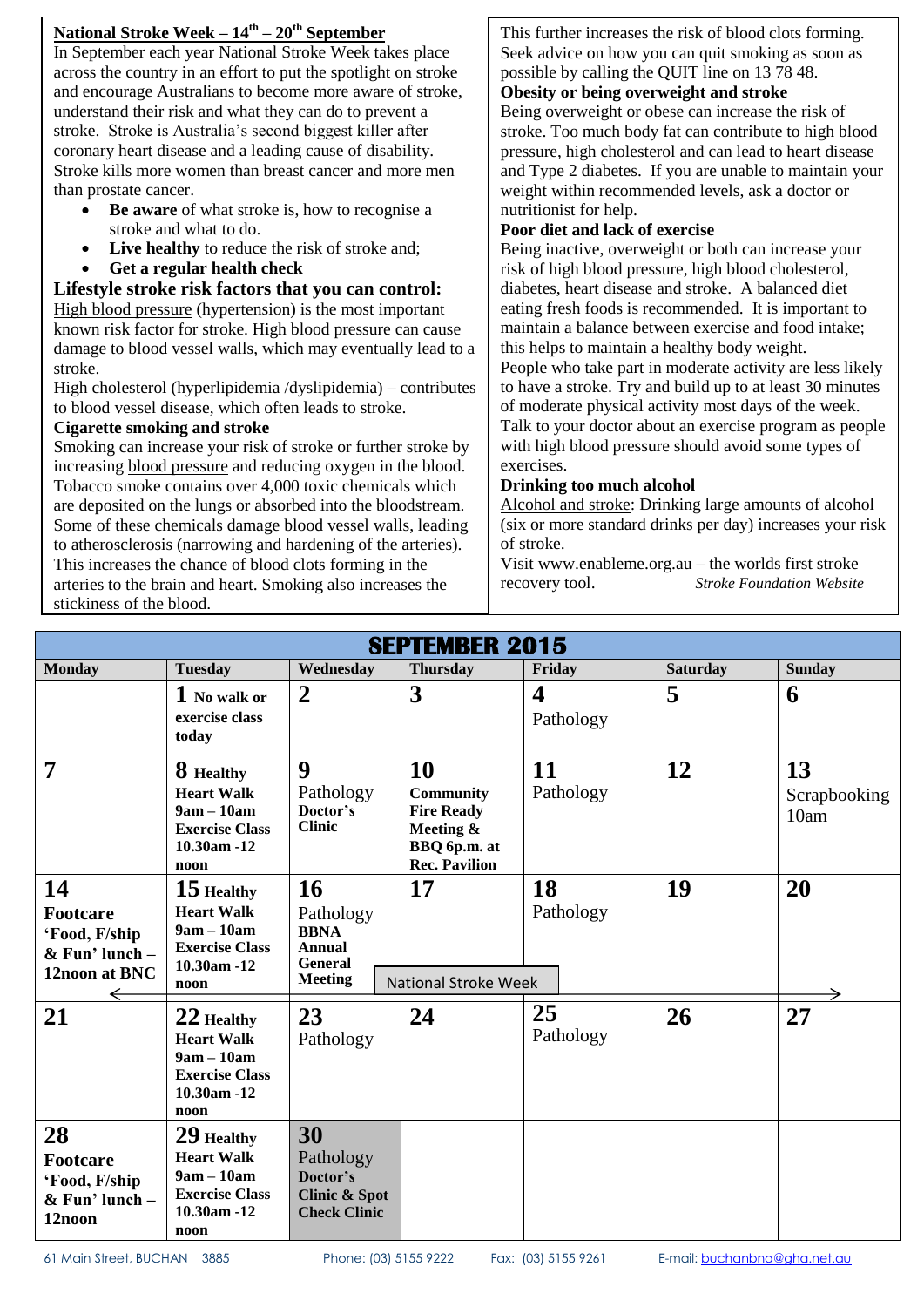## National Stroke Week – 14th – 20th September

In September each year National Stroke Week takes place across the country in an effort to put the spotlight on stroke and encourage Australians to become more aware of stroke, understand their risk and what they can do to prevent a stroke. Stroke is Australia's second biggest killer after coronary heart disease and a leading cause of disability. Stroke kills more women than breast cancer and more men than prostate cancer.

- **Be aware** of what stroke is, how to recognise a stroke and what to do.
- **Live healthy** to reduce the risk of stroke and;
- **Get a regular health check**

### Lifestyle stroke risk factors that you can control:

High blood pressure (hypertension) is the most important known risk factor for stroke. High blood pressure can cause damage to blood vessel walls, which may eventually lead to a stroke.

High cholesterol (hyperlipidemia /dyslipidemia) – contributes to blood vessel disease, which often leads to stroke.

**Cigarette smoking and stroke**

Smoking can increase your risk of stroke or further stroke by increasing blood pressure and reducing oxygen in the blood. Tobacco smoke contains over 4,000 toxic chemicals which are deposited on the lungs or absorbed into the bloodstream. Some of these chemicals damage blood vessel walls, leading to atherosclerosis (narrowing and hardening of the arteries). This increases the chance of blood clots forming in the arteries to the brain and heart. Smoking also increases the stickiness of the blood. This further increases the risk of blood clots forming. Seek advice on how you can quit smoking as soon as possible by calling the QUIT line on 13 78 48.

**Obesity or being overweight and stroke**

Being overweight or obese can increase the risk of stroke. Too much body fat can contribute to high blood pressure, high cholesterol and can lead to heart disease and Type 2 diabetes. If you are unable to maintain your weight within recommended levels, ask a doctor or nutritionist for help.

**Poor diet and lack of exercise**

Being inactive, overweight or both can increase your risk of high blood pressure, high blood cholesterol, diabetes, heart disease and stroke. A balanced diet eating fresh foods is recommended. It is important to maintain a balance between exercise and food intake; this helps to maintain a healthy body weight.

People who take part in moderate activity are less likely to have a stroke. Try and build up to at least 30 minutes of moderate physical activity most days of the week. Talk to your doctor about an exercise program as people with high blood pressure should avoid some types of exercises.

**Drinking too much alcohol**

Alcohol and stroke: Drinking large amounts of alcohol (six or more standard drinks per day) increases your risk of stroke.

Visit www.enableme.org.au – the worlds first stroke recovery tool. *Stroke Foundation Website*

## SEPTEMBER 2015

| Monday | Tuesday | Wednesday | Thursday | Friday | Saturday | Sunday |
|---|---|---|---|---|---|---|
| | **1** No walk or exercise class today | **2** | **3** | **4** Pathology | **5** | **6** |
| **7** | **8** Healthy Heart Walk 9am – 10am Exercise Class 10.30am -12 noon | **9** Pathology Doctor's Clinic | **10** Community Fire Ready Meeting & BBQ 6p.m. at Rec. Pavilion | **11** Pathology | **12** | **13** Scrapbooking 10am |
| **14** Footcare 'Food, F/ship & Fun' lunch – 12noon at BNC | **15** Healthy Heart Walk 9am – 10am Exercise Class 10.30am -12 noon | **16** Pathology BBNA Annual General Meeting | **17** National Stroke Week | **18** Pathology | **19** | **20** |
| **21** | **22** Healthy Heart Walk 9am – 10am Exercise Class 10.30am -12 noon | **23** Pathology | **24** | **25** Pathology | **26** | **27** |
| **28** Footcare 'Food, F/ship & Fun' lunch – 12noon | **29** Healthy Heart Walk 9am – 10am Exercise Class 10.30am -12 noon | **30** Pathology Doctor's Clinic & Spot Check Clinic | | | | |

61 Main Street, BUCHAN 3885 Phone: (03) 5155 9222 Fax: (03) 5155 9261 E-mail: buchanbna@gha.net.au